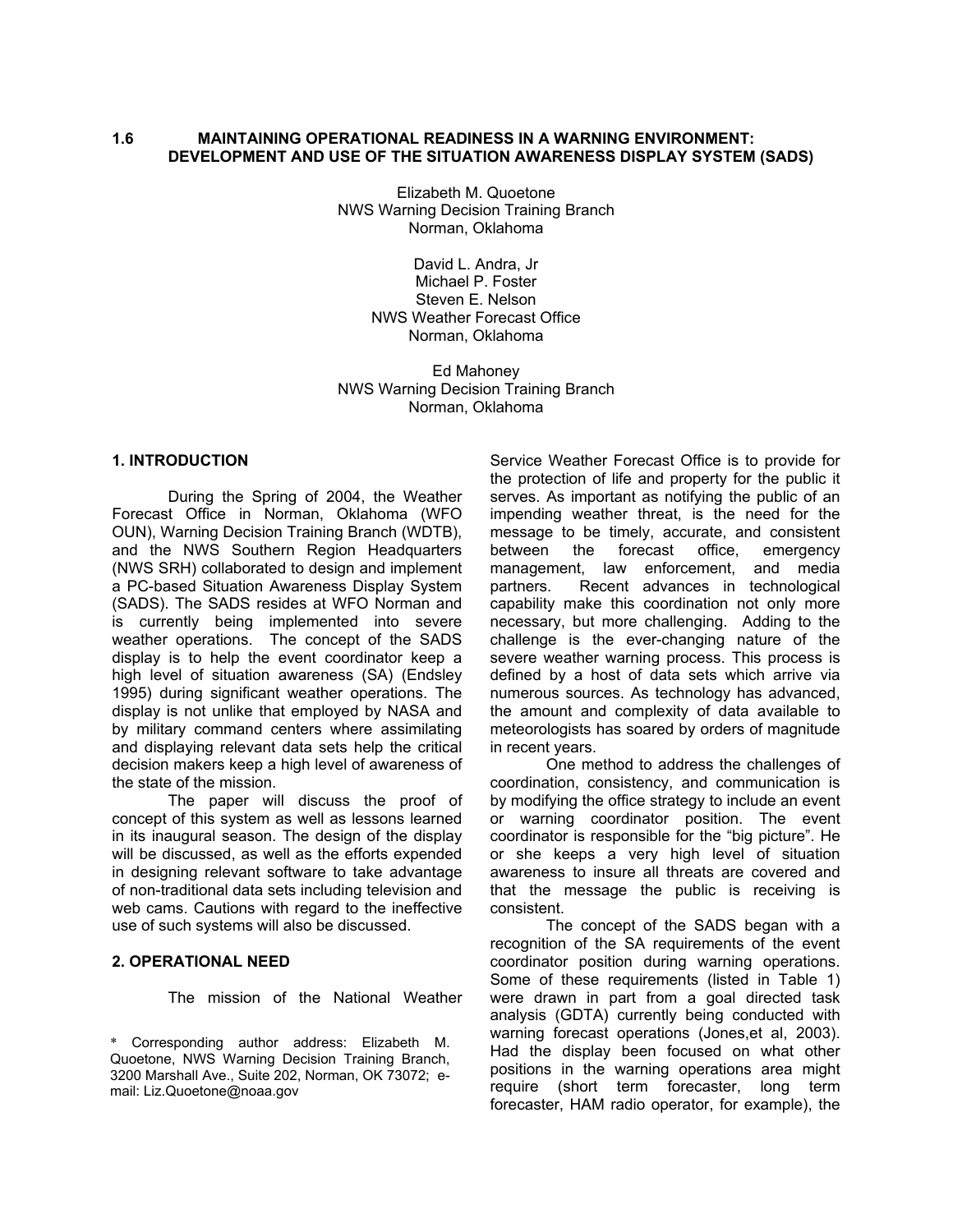# 1.6 MAINTAINING OPERATIONAL READINESS IN A WARNING ENVIRONMENT: DEVELOPMENT AND USE OF THE SITUATION AWARENESS DISPLAY SYSTEM (SADS)

Elizabeth M. Quoetone
NWS Warning Decision Training Branch
Norman, Oklahoma

David L. Andra, Jr
Michael P. Foster
Steven E. Nelson
NWS Weather Forecast Office
Norman, Oklahoma

Ed Mahoney
NWS Warning Decision Training Branch
Norman, Oklahoma

## 1. INTRODUCTION

During the Spring of 2004, the Weather Forecast Office in Norman, Oklahoma (WFO OUN), Warning Decision Training Branch (WDTB), and the NWS Southern Region Headquarters (NWS SRH) collaborated to design and implement a PC-based Situation Awareness Display System (SADS). The SADS resides at WFO Norman and is currently being implemented into severe weather operations. The concept of the SADS display is to help the event coordinator keep a high level of situation awareness (SA) (Endsley 1995) during significant weather operations. The display is not unlike that employed by NASA and by military command centers where assimilating and displaying relevant data sets help the critical decision makers keep a high level of awareness of the state of the mission.

The paper will discuss the proof of concept of this system as well as lessons learned in its inaugural season. The design of the display will be discussed, as well as the efforts expended in designing relevant software to take advantage of non-traditional data sets including television and web cams. Cautions with regard to the ineffective use of such systems will also be discussed.

## 2. OPERATIONAL NEED

The mission of the National Weather Service Weather Forecast Office is to provide for the protection of life and property for the public it serves. As important as notifying the public of an impending weather threat, is the need for the message to be timely, accurate, and consistent between the forecast office, emergency management, law enforcement, and media partners. Recent advances in technological capability make this coordination not only more necessary, but more challenging. Adding to the challenge is the ever-changing nature of the severe weather warning process. This process is defined by a host of data sets which arrive via numerous sources. As technology has advanced, the amount and complexity of data available to meteorologists has soared by orders of magnitude in recent years.

One method to address the challenges of coordination, consistency, and communication is by modifying the office strategy to include an event or warning coordinator position. The event coordinator is responsible for the "big picture". He or she keeps a very high level of situation awareness to insure all threats are covered and that the message the public is receiving is consistent.

The concept of the SADS began with a recognition of the SA requirements of the event coordinator position during warning operations. Some of these requirements (listed in Table 1) were drawn in part from a goal directed task analysis (GDTA) currently being conducted with warning forecast operations (Jones,et al, 2003). Had the display been focused on what other positions in the warning operations area might require (short term forecaster, long term forecaster, HAM radio operator, for example), the

\* Corresponding author address: Elizabeth M. Quoetone, NWS Warning Decision Training Branch, 3200 Marshall Ave., Suite 202, Norman, OK 73072; e-mail: Liz.Quoetone@noaa.gov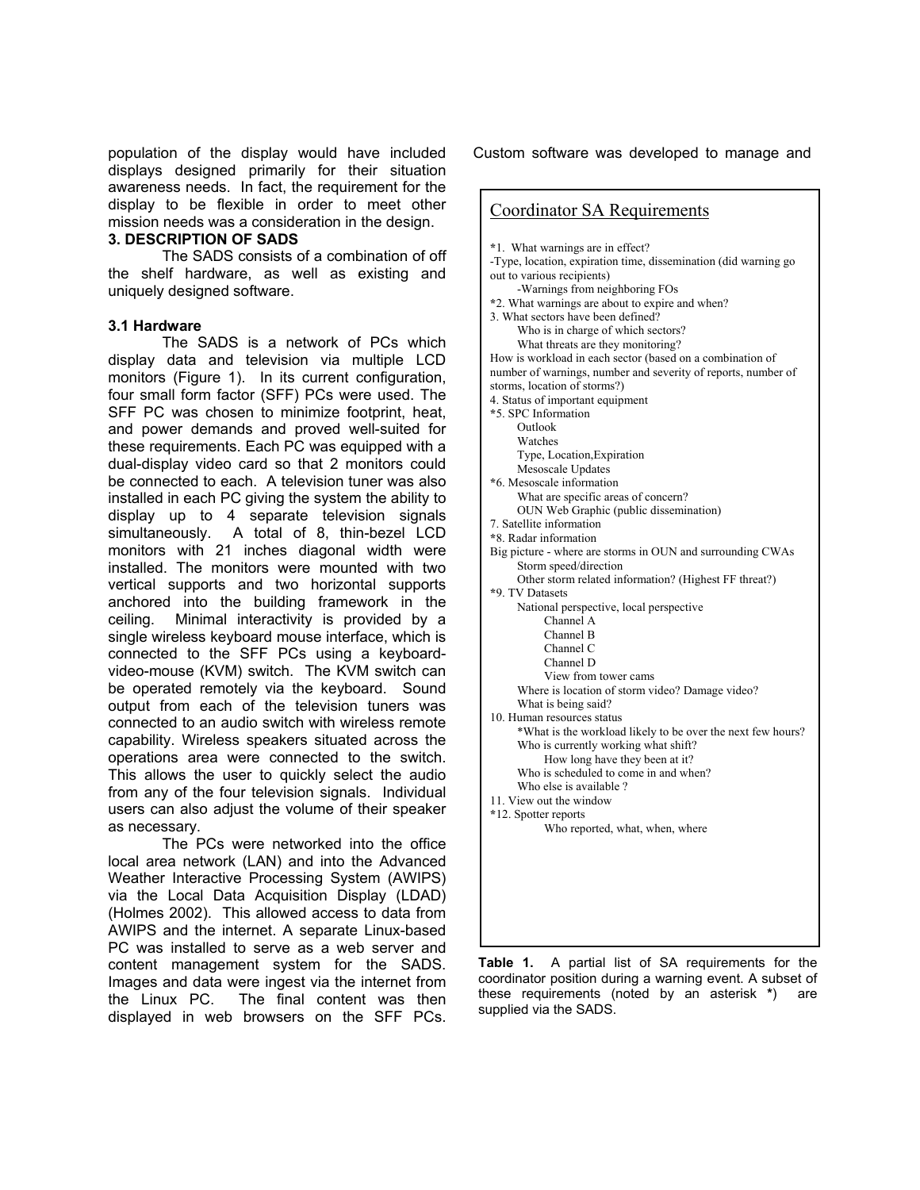population of the display would have included displays designed primarily for their situation awareness needs. In fact, the requirement for the display to be flexible in order to meet other mission needs was a consideration in the design.

## 3. DESCRIPTION OF SADS

The SADS consists of a combination of off the shelf hardware, as well as existing and uniquely designed software.

### 3.1 Hardware

The SADS is a network of PCs which display data and television via multiple LCD monitors (Figure 1). In its current configuration, four small form factor (SFF) PCs were used. The SFF PC was chosen to minimize footprint, heat, and power demands and proved well-suited for these requirements. Each PC was equipped with a dual-display video card so that 2 monitors could be connected to each. A television tuner was also installed in each PC giving the system the ability to display up to 4 separate television signals simultaneously. A total of 8, thin-bezel LCD monitors with 21 inches diagonal width were installed. The monitors were mounted with two vertical supports and two horizontal supports anchored into the building framework in the ceiling. Minimal interactivity is provided by a single wireless keyboard mouse interface, which is connected to the SFF PCs using a keyboard-video-mouse (KVM) switch. The KVM switch can be operated remotely via the keyboard. Sound output from each of the television tuners was connected to an audio switch with wireless remote capability. Wireless speakers situated across the operations area were connected to the switch. This allows the user to quickly select the audio from any of the four television signals. Individual users can also adjust the volume of their speaker as necessary.

The PCs were networked into the office local area network (LAN) and into the Advanced Weather Interactive Processing System (AWIPS) via the Local Data Acquisition Display (LDAD) (Holmes 2002). This allowed access to data from AWIPS and the internet. A separate Linux-based PC was installed to serve as a web server and content management system for the SADS. Images and data were ingest via the internet from the Linux PC. The final content was then displayed in web browsers on the SFF PCs. Custom software was developed to manage and

**Coordinator SA Requirements**

*1. What warnings are in effect?
-Type, location, expiration time, dissemination (did warning go out to various recipients)
 -Warnings from neighboring FOs
*2. What warnings are about to expire and when?
3. What sectors have been defined?
 Who is in charge of which sectors?
 What threats are they monitoring?
How is workload in each sector (based on a combination of number of warnings, number and severity of reports, number of storms, location of storms?)
4. Status of important equipment
*5. SPC Information
 Outlook
 Watches
 Type, Location,Expiration
 Mesoscale Updates
*6. Mesoscale information
 What are specific areas of concern?
 OUN Web Graphic (public dissemination)
7. Satellite information
*8. Radar information
Big picture - where are storms in OUN and surrounding CWAs
 Storm speed/direction
 Other storm related information? (Highest FF threat?)
*9. TV Datasets
 National perspective, local perspective
  Channel A
  Channel B
  Channel C
  Channel D
  View from tower cams
 Where is location of storm video? Damage video?
 What is being said?
10. Human resources status
 *What is the workload likely to be over the next few hours?
 Who is currently working what shift?
  How long have they been at it?
 Who is scheduled to come in and when?
 Who else is available ?
11. View out the window
*12. Spotter reports
  Who reported, what, when, where

**Table 1.** A partial list of SA requirements for the coordinator position during a warning event. A subset of these requirements (noted by an asterisk *) are supplied via the SADS.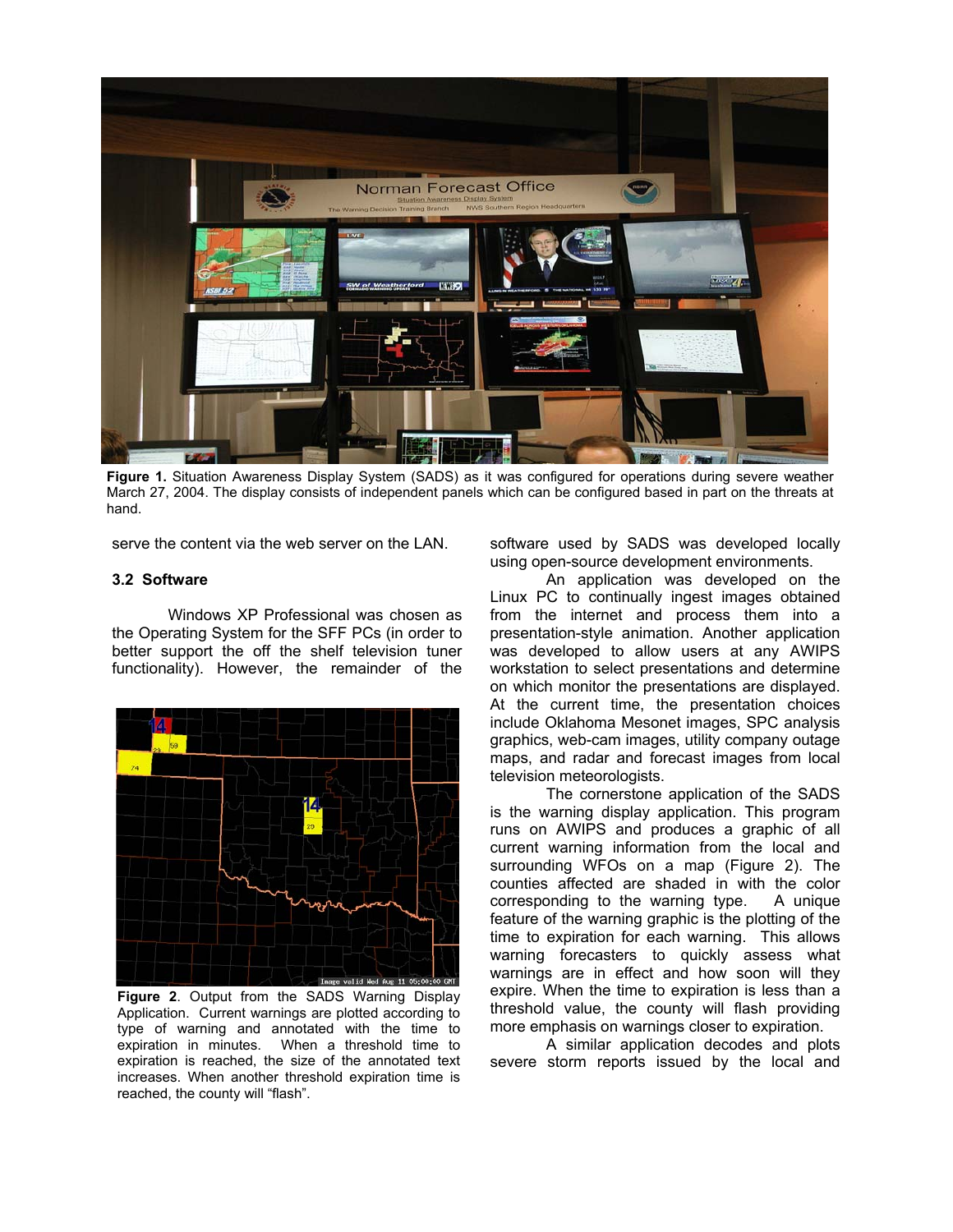**Figure 1.** Situation Awareness Display System (SADS) as it was configured for operations during severe weather March 27, 2004. The display consists of independent panels which can be configured based in part on the threats at hand.

serve the content via the web server on the LAN.

### 3.2 Software

Windows XP Professional was chosen as the Operating System for the SFF PCs (in order to better support the off the shelf television tuner functionality). However, the remainder of the software used by SADS was developed locally using open-source development environments.

An application was developed on the Linux PC to continually ingest images obtained from the internet and process them into a presentation-style animation. Another application was developed to allow users at any AWIPS workstation to select presentations and determine on which monitor the presentations are displayed. At the current time, the presentation choices include Oklahoma Mesonet images, SPC analysis graphics, web-cam images, utility company outage maps, and radar and forecast images from local television meteorologists.

The cornerstone application of the SADS is the warning display application. This program runs on AWIPS and produces a graphic of all current warning information from the local and surrounding WFOs on a map (Figure 2). The counties affected are shaded in with the color corresponding to the warning type. A unique feature of the warning graphic is the plotting of the time to expiration for each warning. This allows warning forecasters to quickly assess what warnings are in effect and how soon will they expire. When the time to expiration is less than a threshold value, the county will flash providing more emphasis on warnings closer to expiration.

A similar application decodes and plots severe storm reports issued by the local and

**Figure 2**. Output from the SADS Warning Display Application. Current warnings are plotted according to type of warning and annotated with the time to expiration in minutes. When a threshold time to expiration is reached, the size of the annotated text increases. When another threshold expiration time is reached, the county will "flash".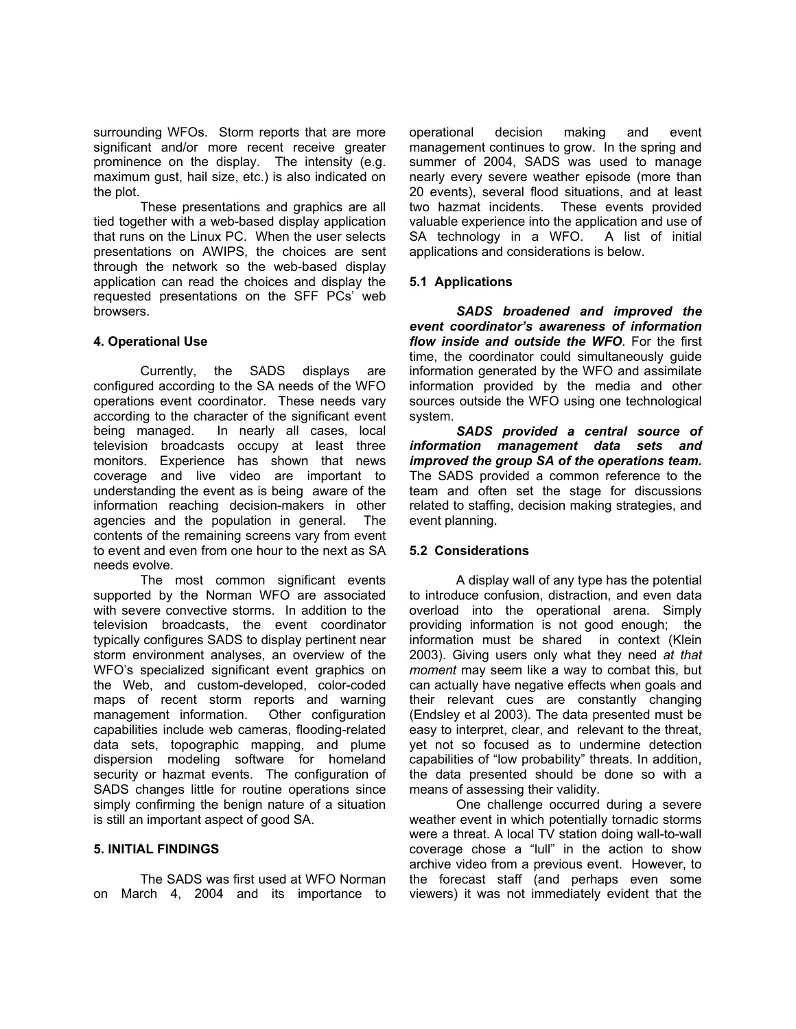surrounding WFOs. Storm reports that are more significant and/or more recent receive greater prominence on the display. The intensity (e.g. maximum gust, hail size, etc.) is also indicated on the plot.

These presentations and graphics are all tied together with a web-based display application that runs on the Linux PC. When the user selects presentations on AWIPS, the choices are sent through the network so the web-based display application can read the choices and display the requested presentations on the SFF PCs' web browsers.

## 4. Operational Use

Currently, the SADS displays are configured according to the SA needs of the WFO operations event coordinator. These needs vary according to the character of the significant event being managed. In nearly all cases, local television broadcasts occupy at least three monitors. Experience has shown that news coverage and live video are important to understanding the event as is being aware of the information reaching decision-makers in other agencies and the population in general. The contents of the remaining screens vary from event to event and even from one hour to the next as SA needs evolve.

The most common significant events supported by the Norman WFO are associated with severe convective storms. In addition to the television broadcasts, the event coordinator typically configures SADS to display pertinent near storm environment analyses, an overview of the WFO's specialized significant event graphics on the Web, and custom-developed, color-coded maps of recent storm reports and warning management information. Other configuration capabilities include web cameras, flooding-related data sets, topographic mapping, and plume dispersion modeling software for homeland security or hazmat events. The configuration of SADS changes little for routine operations since simply confirming the benign nature of a situation is still an important aspect of good SA.

## 5. INITIAL FINDINGS

The SADS was first used at WFO Norman on March 4, 2004 and its importance to operational decision making and event management continues to grow. In the spring and summer of 2004, SADS was used to manage nearly every severe weather episode (more than 20 events), several flood situations, and at least two hazmat incidents. These events provided valuable experience into the application and use of SA technology in a WFO. A list of initial applications and considerations is below.

### 5.1 Applications

***SADS broadened and improved the event coordinator's awareness of information flow inside and outside the WFO***. For the first time, the coordinator could simultaneously guide information generated by the WFO and assimilate information provided by the media and other sources outside the WFO using one technological system.

***SADS provided a central source of information management data sets and improved the group SA of the operations team.*** The SADS provided a common reference to the team and often set the stage for discussions related to staffing, decision making strategies, and event planning.

### 5.2 Considerations

A display wall of any type has the potential to introduce confusion, distraction, and even data overload into the operational arena. Simply providing information is not good enough; the information must be shared in context (Klein 2003). Giving users only what they need *at that moment* may seem like a way to combat this, but can actually have negative effects when goals and their relevant cues are constantly changing (Endsley et al 2003). The data presented must be easy to interpret, clear, and relevant to the threat, yet not so focused as to undermine detection capabilities of "low probability" threats. In addition, the data presented should be done so with a means of assessing their validity.

One challenge occurred during a severe weather event in which potentially tornadic storms were a threat. A local TV station doing wall-to-wall coverage chose a "lull" in the action to show archive video from a previous event. However, to the forecast staff (and perhaps even some viewers) it was not immediately evident that the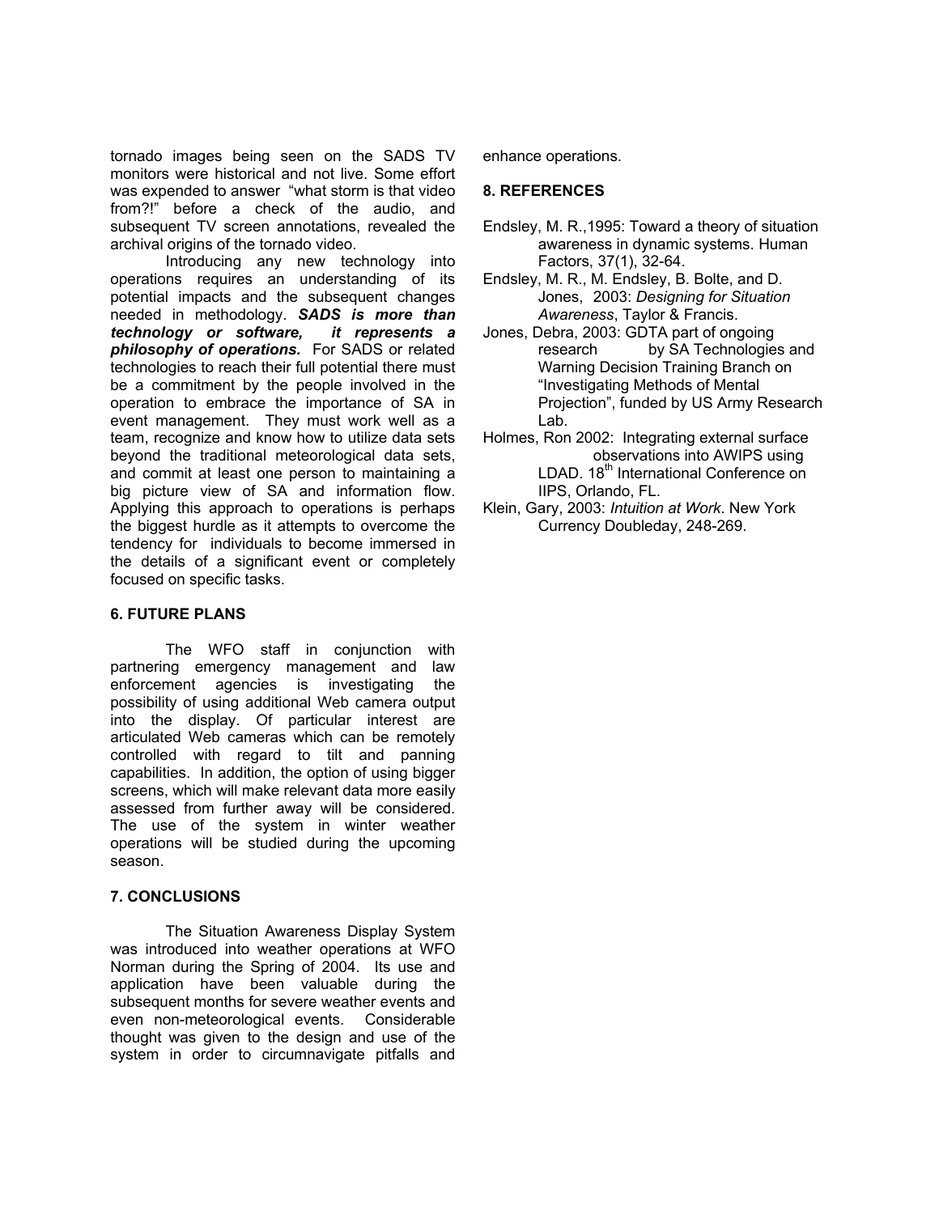tornado images being seen on the SADS TV monitors were historical and not live. Some effort was expended to answer "what storm is that video from?!" before a check of the audio, and subsequent TV screen annotations, revealed the archival origins of the tornado video.

Introducing any new technology into operations requires an understanding of its potential impacts and the subsequent changes needed in methodology. ***SADS is more than technology or software, it represents a philosophy of operations.*** For SADS or related technologies to reach their full potential there must be a commitment by the people involved in the operation to embrace the importance of SA in event management. They must work well as a team, recognize and know how to utilize data sets beyond the traditional meteorological data sets, and commit at least one person to maintaining a big picture view of SA and information flow. Applying this approach to operations is perhaps the biggest hurdle as it attempts to overcome the tendency for individuals to become immersed in the details of a significant event or completely focused on specific tasks.

## 6. FUTURE PLANS

The WFO staff in conjunction with partnering emergency management and law enforcement agencies is investigating the possibility of using additional Web camera output into the display. Of particular interest are articulated Web cameras which can be remotely controlled with regard to tilt and panning capabilities. In addition, the option of using bigger screens, which will make relevant data more easily assessed from further away will be considered. The use of the system in winter weather operations will be studied during the upcoming season.

## 7. CONCLUSIONS

The Situation Awareness Display System was introduced into weather operations at WFO Norman during the Spring of 2004. Its use and application have been valuable during the subsequent months for severe weather events and even non-meteorological events. Considerable thought was given to the design and use of the system in order to circumnavigate pitfalls and enhance operations.

## 8. REFERENCES

Endsley, M. R.,1995: Toward a theory of situation awareness in dynamic systems. Human Factors, 37(1), 32-64.

Endsley, M. R., M. Endsley, B. Bolte, and D. Jones, 2003: *Designing for Situation Awareness*, Taylor & Francis.

Jones, Debra, 2003: GDTA part of ongoing research by SA Technologies and Warning Decision Training Branch on "Investigating Methods of Mental Projection", funded by US Army Research Lab.

Holmes, Ron 2002: Integrating external surface observations into AWIPS using LDAD. 18th International Conference on IIPS, Orlando, FL.

Klein, Gary, 2003: *Intuition at Work*. New York Currency Doubleday, 248-269.